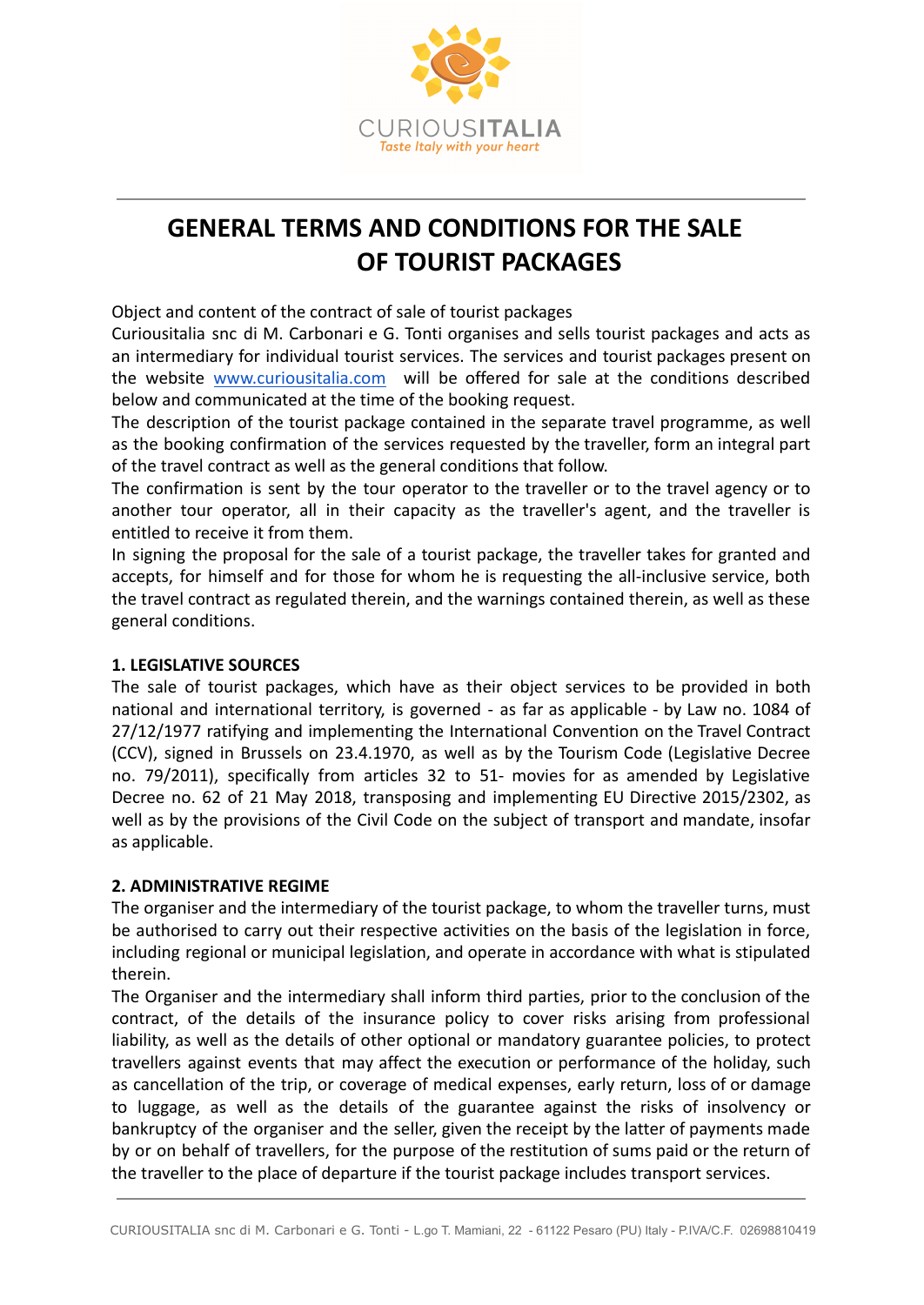# GENERAL TERMS AND CONDITIONS FOR THE SALE OF TOURIST PACKAGES

Object and content of the contract of sale of tourist packages

Curiousitalia snc di M. Carbonari e G. Tonti organises and sells tourist packages and acts as an intermediary for individual tourist services. The services and tourist packages present on the website www.curiousitalia.com will be offered for sale at the conditions described below and communicated at the time of the booking request.

The description of the tourist package contained in the separate travel programme, as well as the booking confirmation of the services requested by the traveller, form an integral part of the travel contract as well as the general conditions that follow.

The confirmation is sent by the tour operator to the traveller or to the travel agency or to another tour operator, all in their capacity as the traveller's agent, and the traveller is entitled to receive it from them.

In signing the proposal for the sale of a tourist package, the traveller takes for granted and accepts, for himself and for those for whom he is requesting the all-inclusive service, both the travel contract as regulated therein, and the warnings contained therein, as well as these general conditions.

## 1. LEGISLATIVE SOURCES

The sale of tourist packages, which have as their object services to be provided in both national and international territory, is governed - as far as applicable - by Law no. 1084 of 27/12/1977 ratifying and implementing the International Convention on the Travel Contract (CCV), signed in Brussels on 23.4.1970, as well as by the Tourism Code (Legislative Decree no. 79/2011), specifically from articles 32 to 51- movies for as amended by Legislative Decree no. 62 of 21 May 2018, transposing and implementing EU Directive 2015/2302, as well as by the provisions of the Civil Code on the subject of transport and mandate, insofar as applicable.

## 2. ADMINISTRATIVE REGIME

The organiser and the intermediary of the tourist package, to whom the traveller turns, must be authorised to carry out their respective activities on the basis of the legislation in force, including regional or municipal legislation, and operate in accordance with what is stipulated therein.

The Organiser and the intermediary shall inform third parties, prior to the conclusion of the contract, of the details of the insurance policy to cover risks arising from professional liability, as well as the details of other optional or mandatory guarantee policies, to protect travellers against events that may affect the execution or performance of the holiday, such as cancellation of the trip, or coverage of medical expenses, early return, loss of or damage to luggage, as well as the details of the guarantee against the risks of insolvency or bankruptcy of the organiser and the seller, given the receipt by the latter of payments made by or on behalf of travellers, for the purpose of the restitution of sums paid or the return of the traveller to the place of departure if the tourist package includes transport services.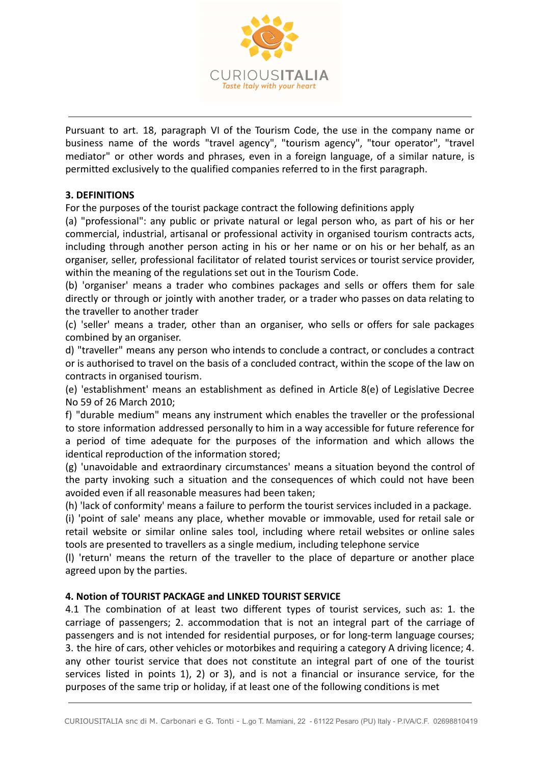Pursuant to art. 18, paragraph VI of the Tourism Code, the use in the company name or business name of the words "travel agency", "tourism agency", "tour operator", "travel mediator" or other words and phrases, even in a foreign language, of a similar nature, is permitted exclusively to the qualified companies referred to in the first paragraph.

**3. DEFINITIONS**

For the purposes of the tourist package contract the following definitions apply

(a) "professional": any public or private natural or legal person who, as part of his or her commercial, industrial, artisanal or professional activity in organised tourism contracts acts, including through another person acting in his or her name or on his or her behalf, as an organiser, seller, professional facilitator of related tourist services or tourist service provider, within the meaning of the regulations set out in the Tourism Code.

(b) 'organiser' means a trader who combines packages and sells or offers them for sale directly or through or jointly with another trader, or a trader who passes on data relating to the traveller to another trader

(c) 'seller' means a trader, other than an organiser, who sells or offers for sale packages combined by an organiser.

d) "traveller" means any person who intends to conclude a contract, or concludes a contract or is authorised to travel on the basis of a concluded contract, within the scope of the law on contracts in organised tourism.

(e) 'establishment' means an establishment as defined in Article 8(e) of Legislative Decree No 59 of 26 March 2010;

f) "durable medium" means any instrument which enables the traveller or the professional to store information addressed personally to him in a way accessible for future reference for a period of time adequate for the purposes of the information and which allows the identical reproduction of the information stored;

(g) 'unavoidable and extraordinary circumstances' means a situation beyond the control of the party invoking such a situation and the consequences of which could not have been avoided even if all reasonable measures had been taken;

(h) 'lack of conformity' means a failure to perform the tourist services included in a package.

(i) 'point of sale' means any place, whether movable or immovable, used for retail sale or retail website or similar online sales tool, including where retail websites or online sales tools are presented to travellers as a single medium, including telephone service

(l) 'return' means the return of the traveller to the place of departure or another place agreed upon by the parties.

**4. Notion of TOURIST PACKAGE and LINKED TOURIST SERVICE**

4.1 The combination of at least two different types of tourist services, such as: 1. the carriage of passengers; 2. accommodation that is not an integral part of the carriage of passengers and is not intended for residential purposes, or for long-term language courses; 3. the hire of cars, other vehicles or motorbikes and requiring a category A driving licence; 4. any other tourist service that does not constitute an integral part of one of the tourist services listed in points 1), 2) or 3), and is not a financial or insurance service, for the purposes of the same trip or holiday, if at least one of the following conditions is met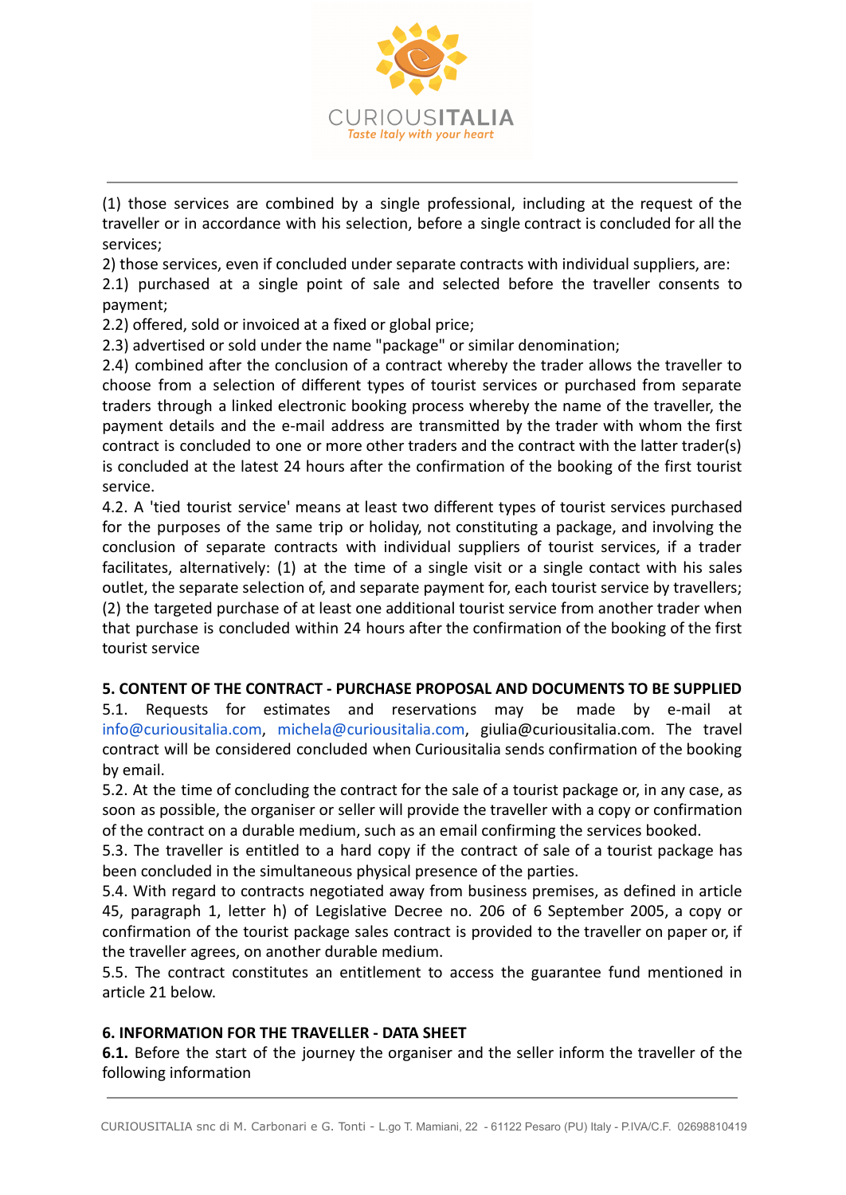(1) those services are combined by a single professional, including at the request of the traveller or in accordance with his selection, before a single contract is concluded for all the services;

2) those services, even if concluded under separate contracts with individual suppliers, are:

2.1) purchased at a single point of sale and selected before the traveller consents to payment;

2.2) offered, sold or invoiced at a fixed or global price;

2.3) advertised or sold under the name "package" or similar denomination;

2.4) combined after the conclusion of a contract whereby the trader allows the traveller to choose from a selection of different types of tourist services or purchased from separate traders through a linked electronic booking process whereby the name of the traveller, the payment details and the e-mail address are transmitted by the trader with whom the first contract is concluded to one or more other traders and the contract with the latter trader(s) is concluded at the latest 24 hours after the confirmation of the booking of the first tourist service.

4.2. A 'tied tourist service' means at least two different types of tourist services purchased for the purposes of the same trip or holiday, not constituting a package, and involving the conclusion of separate contracts with individual suppliers of tourist services, if a trader facilitates, alternatively: (1) at the time of a single visit or a single contact with his sales outlet, the separate selection of, and separate payment for, each tourist service by travellers; (2) the targeted purchase of at least one additional tourist service from another trader when that purchase is concluded within 24 hours after the confirmation of the booking of the first tourist service

**5. CONTENT OF THE CONTRACT - PURCHASE PROPOSAL AND DOCUMENTS TO BE SUPPLIED**

5.1. Requests for estimates and reservations may be made by e-mail at info@curiousitalia.com, michela@curiousitalia.com, giulia@curiousitalia.com. The travel contract will be considered concluded when Curiousitalia sends confirmation of the booking by email.

5.2. At the time of concluding the contract for the sale of a tourist package or, in any case, as soon as possible, the organiser or seller will provide the traveller with a copy or confirmation of the contract on a durable medium, such as an email confirming the services booked.

5.3. The traveller is entitled to a hard copy if the contract of sale of a tourist package has been concluded in the simultaneous physical presence of the parties.

5.4. With regard to contracts negotiated away from business premises, as defined in article 45, paragraph 1, letter h) of Legislative Decree no. 206 of 6 September 2005, a copy or confirmation of the tourist package sales contract is provided to the traveller on paper or, if the traveller agrees, on another durable medium.

5.5. The contract constitutes an entitlement to access the guarantee fund mentioned in article 21 below.

**6. INFORMATION FOR THE TRAVELLER - DATA SHEET**

**6.1.** Before the start of the journey the organiser and the seller inform the traveller of the following information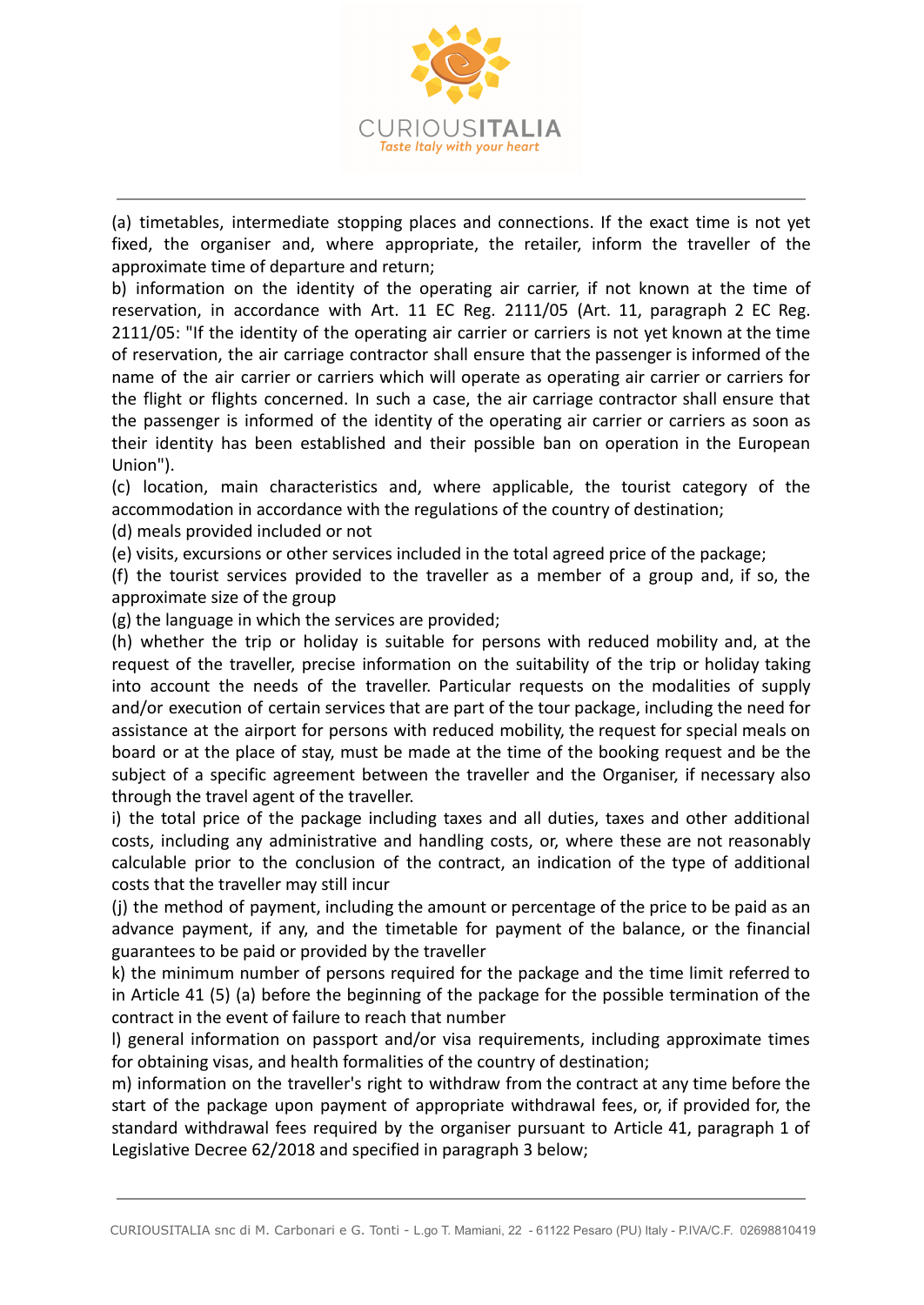(a) timetables, intermediate stopping places and connections. If the exact time is not yet fixed, the organiser and, where appropriate, the retailer, inform the traveller of the approximate time of departure and return;

b) information on the identity of the operating air carrier, if not known at the time of reservation, in accordance with Art. 11 EC Reg. 2111/05 (Art. 11, paragraph 2 EC Reg. 2111/05: "If the identity of the operating air carrier or carriers is not yet known at the time of reservation, the air carriage contractor shall ensure that the passenger is informed of the name of the air carrier or carriers which will operate as operating air carrier or carriers for the flight or flights concerned. In such a case, the air carriage contractor shall ensure that the passenger is informed of the identity of the operating air carrier or carriers as soon as their identity has been established and their possible ban on operation in the European Union").

(c) location, main characteristics and, where applicable, the tourist category of the accommodation in accordance with the regulations of the country of destination;

(d) meals provided included or not

(e) visits, excursions or other services included in the total agreed price of the package;

(f) the tourist services provided to the traveller as a member of a group and, if so, the approximate size of the group

(g) the language in which the services are provided;

(h) whether the trip or holiday is suitable for persons with reduced mobility and, at the request of the traveller, precise information on the suitability of the trip or holiday taking into account the needs of the traveller. Particular requests on the modalities of supply and/or execution of certain services that are part of the tour package, including the need for assistance at the airport for persons with reduced mobility, the request for special meals on board or at the place of stay, must be made at the time of the booking request and be the subject of a specific agreement between the traveller and the Organiser, if necessary also through the travel agent of the traveller.

i) the total price of the package including taxes and all duties, taxes and other additional costs, including any administrative and handling costs, or, where these are not reasonably calculable prior to the conclusion of the contract, an indication of the type of additional costs that the traveller may still incur

(j) the method of payment, including the amount or percentage of the price to be paid as an advance payment, if any, and the timetable for payment of the balance, or the financial guarantees to be paid or provided by the traveller

k) the minimum number of persons required for the package and the time limit referred to in Article 41 (5) (a) before the beginning of the package for the possible termination of the contract in the event of failure to reach that number

l) general information on passport and/or visa requirements, including approximate times for obtaining visas, and health formalities of the country of destination;

m) information on the traveller's right to withdraw from the contract at any time before the start of the package upon payment of appropriate withdrawal fees, or, if provided for, the standard withdrawal fees required by the organiser pursuant to Article 41, paragraph 1 of Legislative Decree 62/2018 and specified in paragraph 3 below;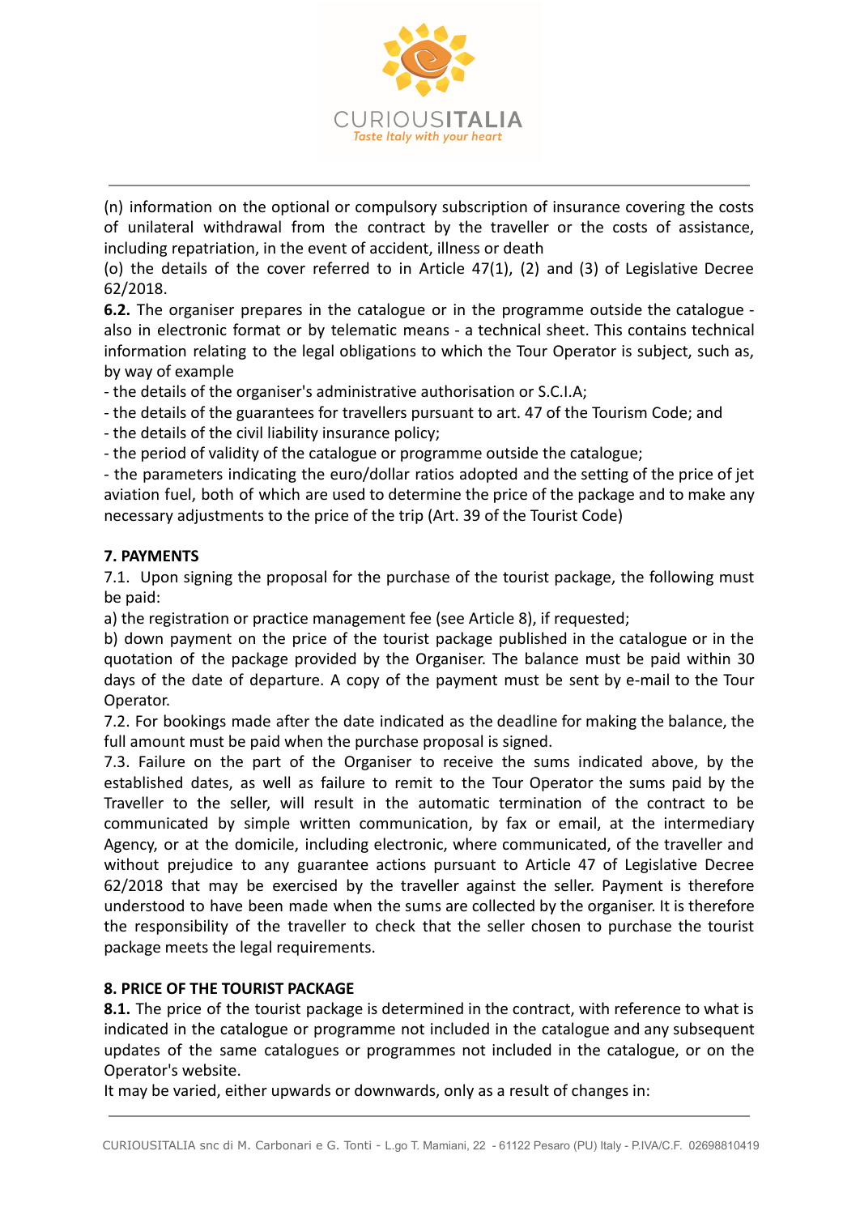(n) information on the optional or compulsory subscription of insurance covering the costs of unilateral withdrawal from the contract by the traveller or the costs of assistance, including repatriation, in the event of accident, illness or death

(o) the details of the cover referred to in Article 47(1), (2) and (3) of Legislative Decree 62/2018.

**6.2.** The organiser prepares in the catalogue or in the programme outside the catalogue - also in electronic format or by telematic means - a technical sheet. This contains technical information relating to the legal obligations to which the Tour Operator is subject, such as, by way of example

- the details of the organiser's administrative authorisation or S.C.I.A;
- the details of the guarantees for travellers pursuant to art. 47 of the Tourism Code; and
- the details of the civil liability insurance policy;
- the period of validity of the catalogue or programme outside the catalogue;
- the parameters indicating the euro/dollar ratios adopted and the setting of the price of jet aviation fuel, both of which are used to determine the price of the package and to make any necessary adjustments to the price of the trip (Art. 39 of the Tourist Code)

## 7. PAYMENTS

7.1. Upon signing the proposal for the purchase of the tourist package, the following must be paid:

a) the registration or practice management fee (see Article 8), if requested;

b) down payment on the price of the tourist package published in the catalogue or in the quotation of the package provided by the Organiser. The balance must be paid within 30 days of the date of departure. A copy of the payment must be sent by e-mail to the Tour Operator.

7.2. For bookings made after the date indicated as the deadline for making the balance, the full amount must be paid when the purchase proposal is signed.

7.3. Failure on the part of the Organiser to receive the sums indicated above, by the established dates, as well as failure to remit to the Tour Operator the sums paid by the Traveller to the seller, will result in the automatic termination of the contract to be communicated by simple written communication, by fax or email, at the intermediary Agency, or at the domicile, including electronic, where communicated, of the traveller and without prejudice to any guarantee actions pursuant to Article 47 of Legislative Decree 62/2018 that may be exercised by the traveller against the seller. Payment is therefore understood to have been made when the sums are collected by the organiser. It is therefore the responsibility of the traveller to check that the seller chosen to purchase the tourist package meets the legal requirements.

## 8. PRICE OF THE TOURIST PACKAGE

**8.1.** The price of the tourist package is determined in the contract, with reference to what is indicated in the catalogue or programme not included in the catalogue and any subsequent updates of the same catalogues or programmes not included in the catalogue, or on the Operator's website.

It may be varied, either upwards or downwards, only as a result of changes in: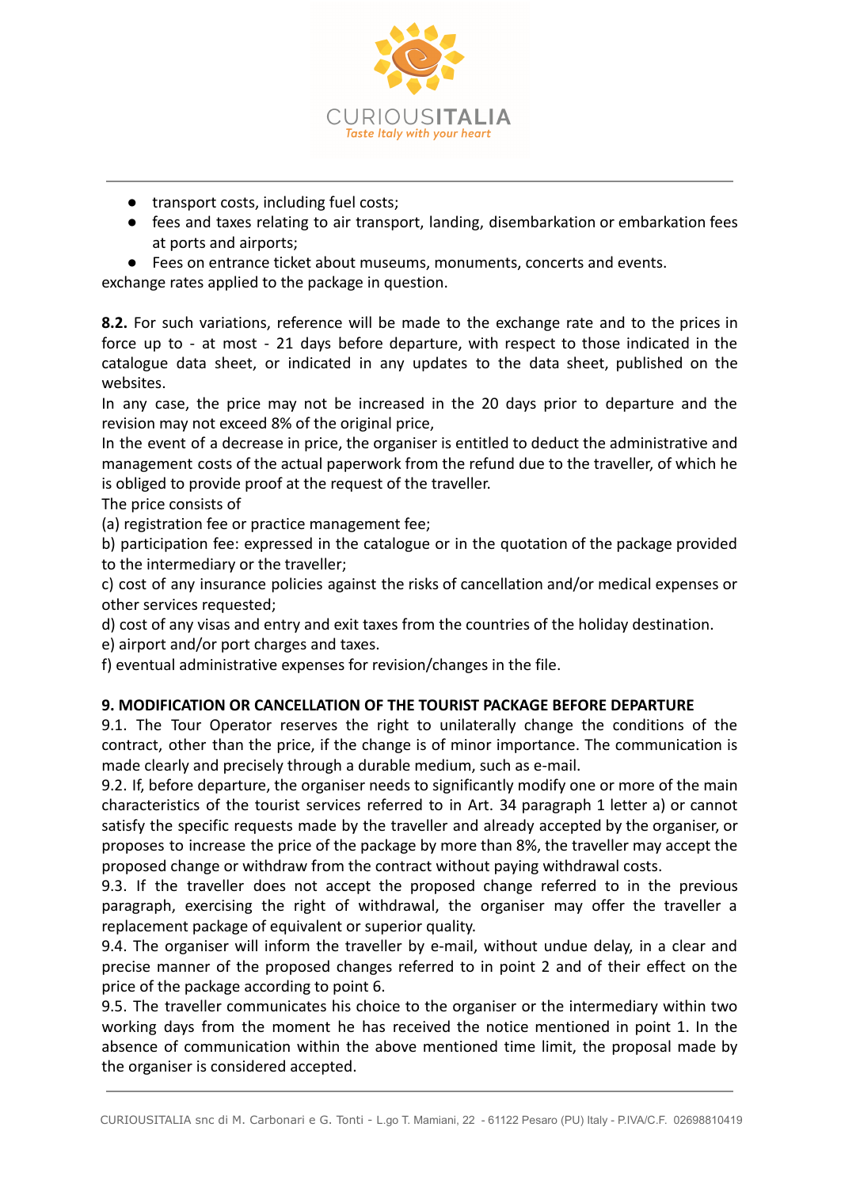- transport costs, including fuel costs;
- fees and taxes relating to air transport, landing, disembarkation or embarkation fees at ports and airports;
- Fees on entrance ticket about museums, monuments, concerts and events.

exchange rates applied to the package in question.

**8.2.** For such variations, reference will be made to the exchange rate and to the prices in force up to - at most - 21 days before departure, with respect to those indicated in the catalogue data sheet, or indicated in any updates to the data sheet, published on the websites.
In any case, the price may not be increased in the 20 days prior to departure and the revision may not exceed 8% of the original price,
In the event of a decrease in price, the organiser is entitled to deduct the administrative and management costs of the actual paperwork from the refund due to the traveller, of which he is obliged to provide proof at the request of the traveller.
The price consists of
(a) registration fee or practice management fee;
b) participation fee: expressed in the catalogue or in the quotation of the package provided to the intermediary or the traveller;
c) cost of any insurance policies against the risks of cancellation and/or medical expenses or other services requested;
d) cost of any visas and entry and exit taxes from the countries of the holiday destination.
e) airport and/or port charges and taxes.
f) eventual administrative expenses for revision/changes in the file.

**9. MODIFICATION OR CANCELLATION OF THE TOURIST PACKAGE BEFORE DEPARTURE**

9.1. The Tour Operator reserves the right to unilaterally change the conditions of the contract, other than the price, if the change is of minor importance. The communication is made clearly and precisely through a durable medium, such as e-mail.
9.2. If, before departure, the organiser needs to significantly modify one or more of the main characteristics of the tourist services referred to in Art. 34 paragraph 1 letter a) or cannot satisfy the specific requests made by the traveller and already accepted by the organiser, or proposes to increase the price of the package by more than 8%, the traveller may accept the proposed change or withdraw from the contract without paying withdrawal costs.
9.3. If the traveller does not accept the proposed change referred to in the previous paragraph, exercising the right of withdrawal, the organiser may offer the traveller a replacement package of equivalent or superior quality.
9.4. The organiser will inform the traveller by e-mail, without undue delay, in a clear and precise manner of the proposed changes referred to in point 2 and of their effect on the price of the package according to point 6.
9.5. The traveller communicates his choice to the organiser or the intermediary within two working days from the moment he has received the notice mentioned in point 1. In the absence of communication within the above mentioned time limit, the proposal made by the organiser is considered accepted.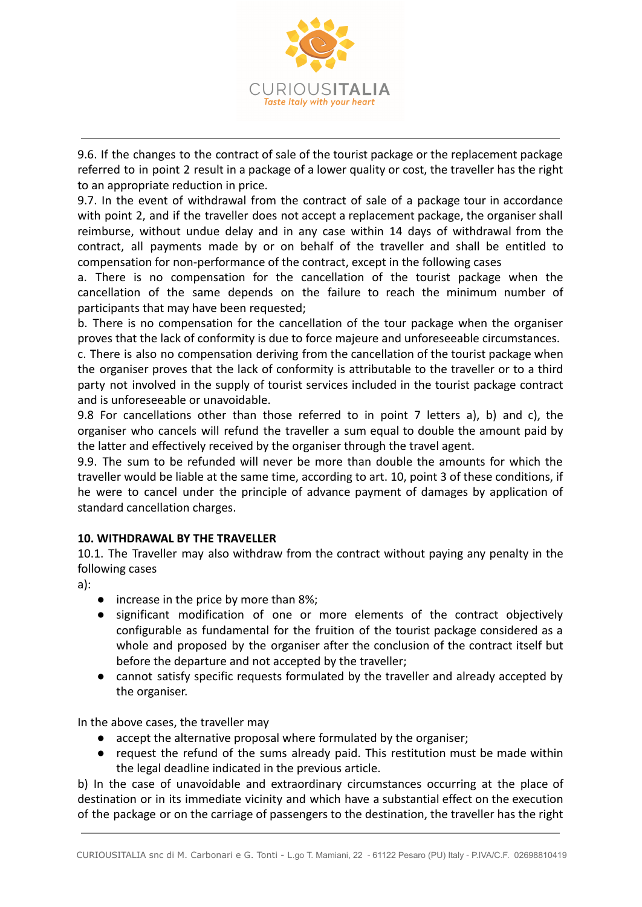9.6. If the changes to the contract of sale of the tourist package or the replacement package referred to in point 2 result in a package of a lower quality or cost, the traveller has the right to an appropriate reduction in price.

9.7. In the event of withdrawal from the contract of sale of a package tour in accordance with point 2, and if the traveller does not accept a replacement package, the organiser shall reimburse, without undue delay and in any case within 14 days of withdrawal from the contract, all payments made by or on behalf of the traveller and shall be entitled to compensation for non-performance of the contract, except in the following cases

a. There is no compensation for the cancellation of the tourist package when the cancellation of the same depends on the failure to reach the minimum number of participants that may have been requested;

b. There is no compensation for the cancellation of the tour package when the organiser proves that the lack of conformity is due to force majeure and unforeseeable circumstances.

c. There is also no compensation deriving from the cancellation of the tourist package when the organiser proves that the lack of conformity is attributable to the traveller or to a third party not involved in the supply of tourist services included in the tourist package contract and is unforeseeable or unavoidable.

9.8 For cancellations other than those referred to in point 7 letters a), b) and c), the organiser who cancels will refund the traveller a sum equal to double the amount paid by the latter and effectively received by the organiser through the travel agent.

9.9. The sum to be refunded will never be more than double the amounts for which the traveller would be liable at the same time, according to art. 10, point 3 of these conditions, if he were to cancel under the principle of advance payment of damages by application of standard cancellation charges.

**10. WITHDRAWAL BY THE TRAVELLER**

10.1. The Traveller may also withdraw from the contract without paying any penalty in the following cases

a):

- increase in the price by more than 8%;
- significant modification of one or more elements of the contract objectively configurable as fundamental for the fruition of the tourist package considered as a whole and proposed by the organiser after the conclusion of the contract itself but before the departure and not accepted by the traveller;
- cannot satisfy specific requests formulated by the traveller and already accepted by the organiser.

In the above cases, the traveller may

- accept the alternative proposal where formulated by the organiser;
- request the refund of the sums already paid. This restitution must be made within the legal deadline indicated in the previous article.

b) In the case of unavoidable and extraordinary circumstances occurring at the place of destination or in its immediate vicinity and which have a substantial effect on the execution of the package or on the carriage of passengers to the destination, the traveller has the right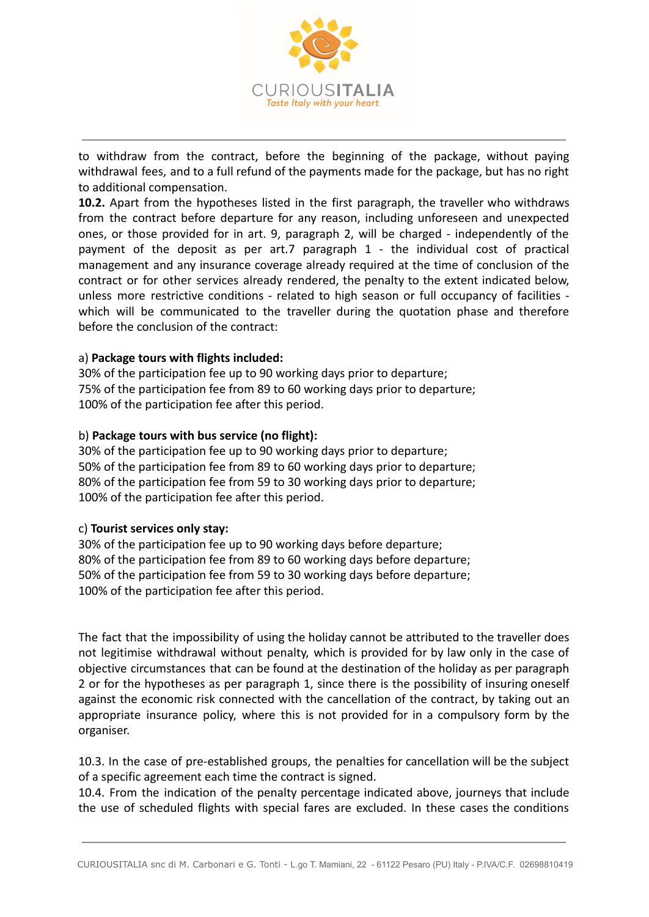to withdraw from the contract, before the beginning of the package, without paying withdrawal fees, and to a full refund of the payments made for the package, but has no right to additional compensation.

**10.2.** Apart from the hypotheses listed in the first paragraph, the traveller who withdraws from the contract before departure for any reason, including unforeseen and unexpected ones, or those provided for in art. 9, paragraph 2, will be charged - independently of the payment of the deposit as per art.7 paragraph 1 - the individual cost of practical management and any insurance coverage already required at the time of conclusion of the contract or for other services already rendered, the penalty to the extent indicated below, unless more restrictive conditions - related to high season or full occupancy of facilities - which will be communicated to the traveller during the quotation phase and therefore before the conclusion of the contract:

a) **Package tours with flights included:**
30% of the participation fee up to 90 working days prior to departure;
75% of the participation fee from 89 to 60 working days prior to departure;
100% of the participation fee after this period.

b) **Package tours with bus service (no flight):**
30% of the participation fee up to 90 working days prior to departure;
50% of the participation fee from 89 to 60 working days prior to departure;
80% of the participation fee from 59 to 30 working days prior to departure;
100% of the participation fee after this period.

c) **Tourist services only stay:**
30% of the participation fee up to 90 working days before departure;
80% of the participation fee from 89 to 60 working days before departure;
50% of the participation fee from 59 to 30 working days before departure;
100% of the participation fee after this period.

The fact that the impossibility of using the holiday cannot be attributed to the traveller does not legitimise withdrawal without penalty, which is provided for by law only in the case of objective circumstances that can be found at the destination of the holiday as per paragraph 2 or for the hypotheses as per paragraph 1, since there is the possibility of insuring oneself against the economic risk connected with the cancellation of the contract, by taking out an appropriate insurance policy, where this is not provided for in a compulsory form by the organiser.

10.3. In the case of pre-established groups, the penalties for cancellation will be the subject of a specific agreement each time the contract is signed.

10.4. From the indication of the penalty percentage indicated above, journeys that include the use of scheduled flights with special fares are excluded. In these cases the conditions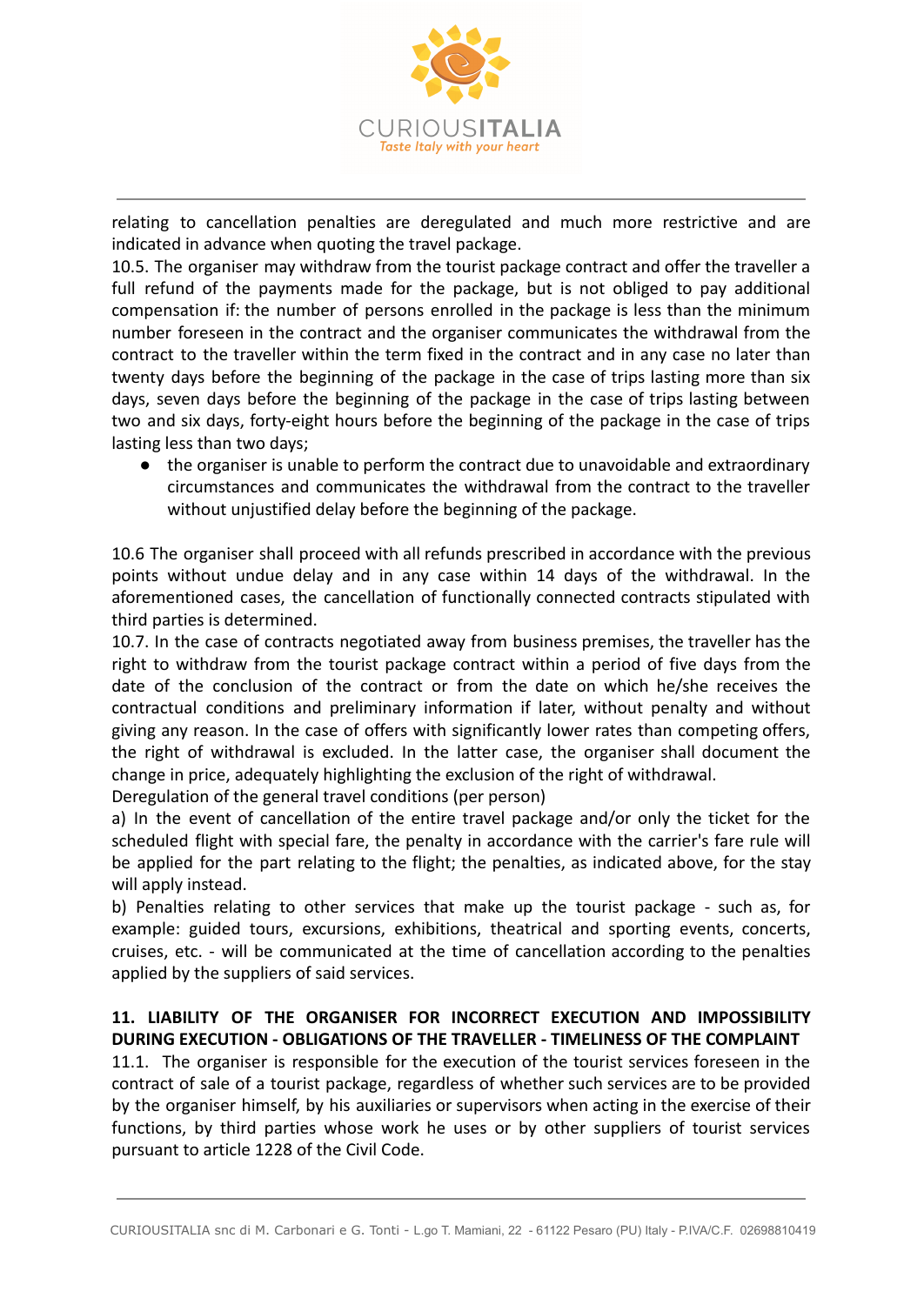relating to cancellation penalties are deregulated and much more restrictive and are indicated in advance when quoting the travel package.

10.5. The organiser may withdraw from the tourist package contract and offer the traveller a full refund of the payments made for the package, but is not obliged to pay additional compensation if: the number of persons enrolled in the package is less than the minimum number foreseen in the contract and the organiser communicates the withdrawal from the contract to the traveller within the term fixed in the contract and in any case no later than twenty days before the beginning of the package in the case of trips lasting more than six days, seven days before the beginning of the package in the case of trips lasting between two and six days, forty-eight hours before the beginning of the package in the case of trips lasting less than two days;

- the organiser is unable to perform the contract due to unavoidable and extraordinary circumstances and communicates the withdrawal from the contract to the traveller without unjustified delay before the beginning of the package.

10.6 The organiser shall proceed with all refunds prescribed in accordance with the previous points without undue delay and in any case within 14 days of the withdrawal. In the aforementioned cases, the cancellation of functionally connected contracts stipulated with third parties is determined.

10.7. In the case of contracts negotiated away from business premises, the traveller has the right to withdraw from the tourist package contract within a period of five days from the date of the conclusion of the contract or from the date on which he/she receives the contractual conditions and preliminary information if later, without penalty and without giving any reason. In the case of offers with significantly lower rates than competing offers, the right of withdrawal is excluded. In the latter case, the organiser shall document the change in price, adequately highlighting the exclusion of the right of withdrawal.

Deregulation of the general travel conditions (per person)

a) In the event of cancellation of the entire travel package and/or only the ticket for the scheduled flight with special fare, the penalty in accordance with the carrier's fare rule will be applied for the part relating to the flight; the penalties, as indicated above, for the stay will apply instead.

b) Penalties relating to other services that make up the tourist package - such as, for example: guided tours, excursions, exhibitions, theatrical and sporting events, concerts, cruises, etc. - will be communicated at the time of cancellation according to the penalties applied by the suppliers of said services.

## 11. LIABILITY OF THE ORGANISER FOR INCORRECT EXECUTION AND IMPOSSIBILITY DURING EXECUTION - OBLIGATIONS OF THE TRAVELLER - TIMELINESS OF THE COMPLAINT

11.1. The organiser is responsible for the execution of the tourist services foreseen in the contract of sale of a tourist package, regardless of whether such services are to be provided by the organiser himself, by his auxiliaries or supervisors when acting in the exercise of their functions, by third parties whose work he uses or by other suppliers of tourist services pursuant to article 1228 of the Civil Code.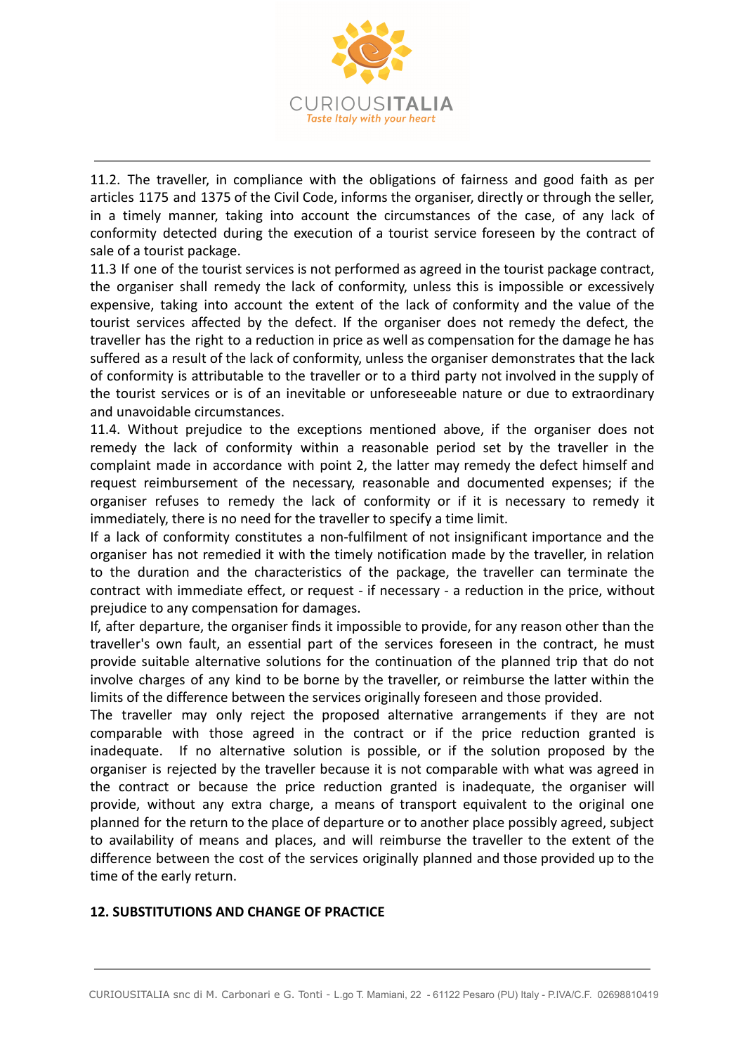11.2. The traveller, in compliance with the obligations of fairness and good faith as per articles 1175 and 1375 of the Civil Code, informs the organiser, directly or through the seller, in a timely manner, taking into account the circumstances of the case, of any lack of conformity detected during the execution of a tourist service foreseen by the contract of sale of a tourist package.

11.3 If one of the tourist services is not performed as agreed in the tourist package contract, the organiser shall remedy the lack of conformity, unless this is impossible or excessively expensive, taking into account the extent of the lack of conformity and the value of the tourist services affected by the defect. If the organiser does not remedy the defect, the traveller has the right to a reduction in price as well as compensation for the damage he has suffered as a result of the lack of conformity, unless the organiser demonstrates that the lack of conformity is attributable to the traveller or to a third party not involved in the supply of the tourist services or is of an inevitable or unforeseeable nature or due to extraordinary and unavoidable circumstances.

11.4. Without prejudice to the exceptions mentioned above, if the organiser does not remedy the lack of conformity within a reasonable period set by the traveller in the complaint made in accordance with point 2, the latter may remedy the defect himself and request reimbursement of the necessary, reasonable and documented expenses; if the organiser refuses to remedy the lack of conformity or if it is necessary to remedy it immediately, there is no need for the traveller to specify a time limit.

If a lack of conformity constitutes a non-fulfilment of not insignificant importance and the organiser has not remedied it with the timely notification made by the traveller, in relation to the duration and the characteristics of the package, the traveller can terminate the contract with immediate effect, or request - if necessary - a reduction in the price, without prejudice to any compensation for damages.

If, after departure, the organiser finds it impossible to provide, for any reason other than the traveller's own fault, an essential part of the services foreseen in the contract, he must provide suitable alternative solutions for the continuation of the planned trip that do not involve charges of any kind to be borne by the traveller, or reimburse the latter within the limits of the difference between the services originally foreseen and those provided.

The traveller may only reject the proposed alternative arrangements if they are not comparable with those agreed in the contract or if the price reduction granted is inadequate. If no alternative solution is possible, or if the solution proposed by the organiser is rejected by the traveller because it is not comparable with what was agreed in the contract or because the price reduction granted is inadequate, the organiser will provide, without any extra charge, a means of transport equivalent to the original one planned for the return to the place of departure or to another place possibly agreed, subject to availability of means and places, and will reimburse the traveller to the extent of the difference between the cost of the services originally planned and those provided up to the time of the early return.

## 12. SUBSTITUTIONS AND CHANGE OF PRACTICE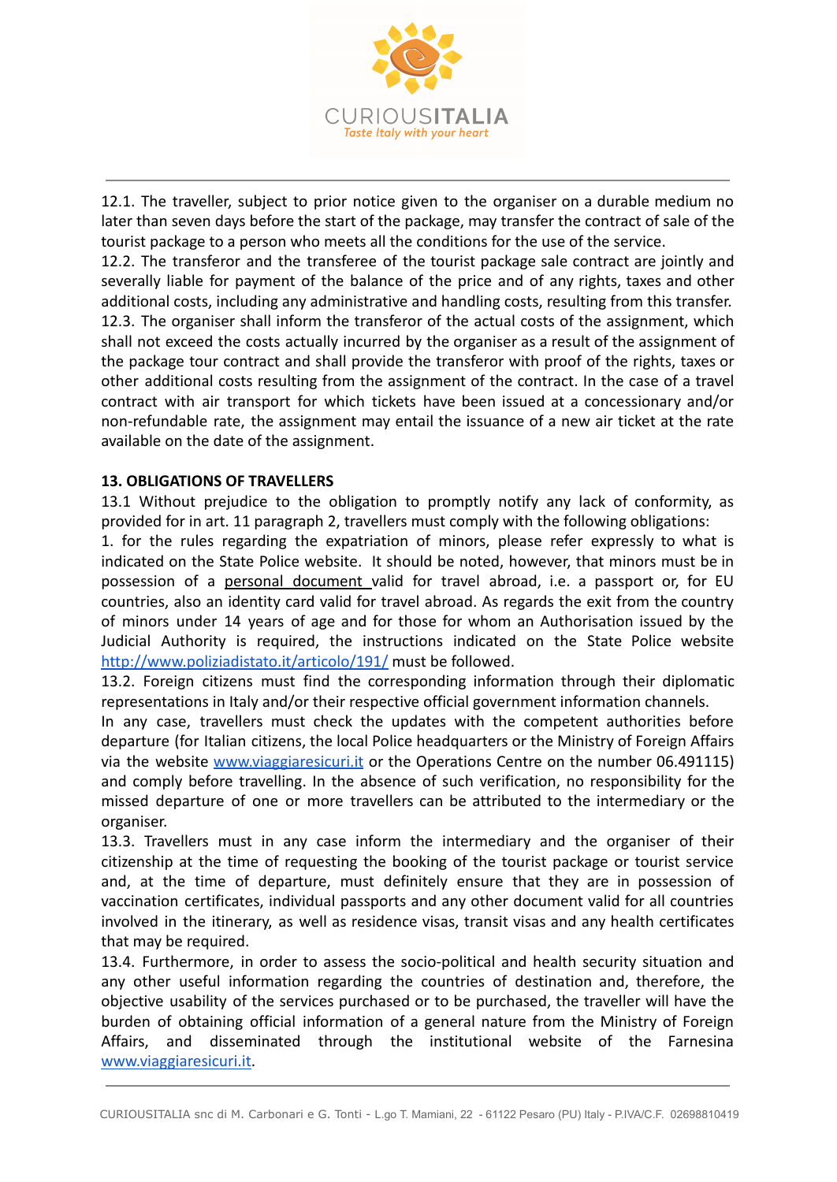12.1. The traveller, subject to prior notice given to the organiser on a durable medium no later than seven days before the start of the package, may transfer the contract of sale of the tourist package to a person who meets all the conditions for the use of the service.
12.2. The transferor and the transferee of the tourist package sale contract are jointly and severally liable for payment of the balance of the price and of any rights, taxes and other additional costs, including any administrative and handling costs, resulting from this transfer.
12.3. The organiser shall inform the transferor of the actual costs of the assignment, which shall not exceed the costs actually incurred by the organiser as a result of the assignment of the package tour contract and shall provide the transferor with proof of the rights, taxes or other additional costs resulting from the assignment of the contract. In the case of a travel contract with air transport for which tickets have been issued at a concessionary and/or non-refundable rate, the assignment may entail the issuance of a new air ticket at the rate available on the date of the assignment.

**13. OBLIGATIONS OF TRAVELLERS**

13.1 Without prejudice to the obligation to promptly notify any lack of conformity, as provided for in art. 11 paragraph 2, travellers must comply with the following obligations:
1. for the rules regarding the expatriation of minors, please refer expressly to what is indicated on the State Police website. It should be noted, however, that minors must be in possession of a personal document valid for travel abroad, i.e. a passport or, for EU countries, also an identity card valid for travel abroad. As regards the exit from the country of minors under 14 years of age and for those for whom an Authorisation issued by the Judicial Authority is required, the instructions indicated on the State Police website http://www.poliziadistato.it/articolo/191/ must be followed.
13.2. Foreign citizens must find the corresponding information through their diplomatic representations in Italy and/or their respective official government information channels.
In any case, travellers must check the updates with the competent authorities before departure (for Italian citizens, the local Police headquarters or the Ministry of Foreign Affairs via the website www.viaggiaresicuri.it or the Operations Centre on the number 06.491115) and comply before travelling. In the absence of such verification, no responsibility for the missed departure of one or more travellers can be attributed to the intermediary or the organiser.
13.3. Travellers must in any case inform the intermediary and the organiser of their citizenship at the time of requesting the booking of the tourist package or tourist service and, at the time of departure, must definitely ensure that they are in possession of vaccination certificates, individual passports and any other document valid for all countries involved in the itinerary, as well as residence visas, transit visas and any health certificates that may be required.
13.4. Furthermore, in order to assess the socio-political and health security situation and any other useful information regarding the countries of destination and, therefore, the objective usability of the services purchased or to be purchased, the traveller will have the burden of obtaining official information of a general nature from the Ministry of Foreign Affairs, and disseminated through the institutional website of the Farnesina www.viaggiaresicuri.it.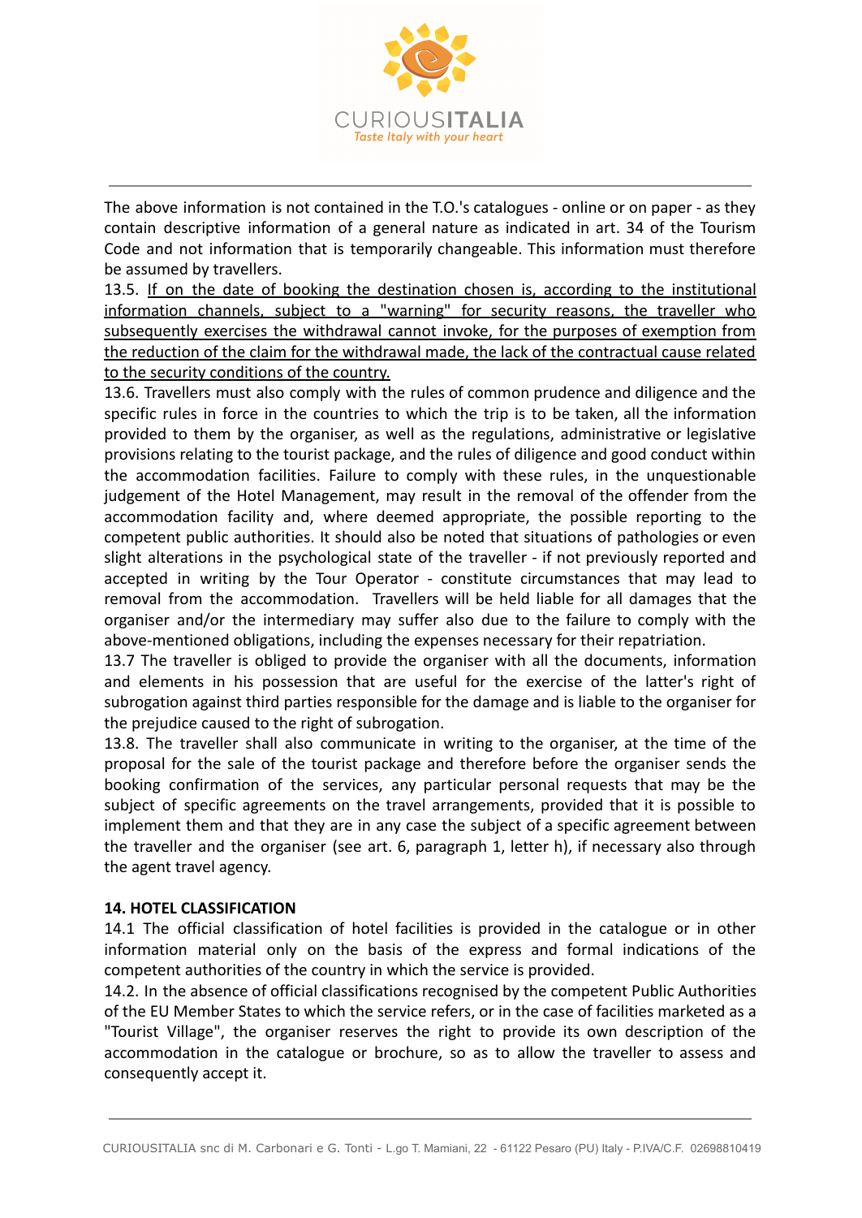The above information is not contained in the T.O.'s catalogues - online or on paper - as they contain descriptive information of a general nature as indicated in art. 34 of the Tourism Code and not information that is temporarily changeable. This information must therefore be assumed by travellers.

13.5. <u>If on the date of booking the destination chosen is, according to the institutional information channels, subject to a "warning" for security reasons, the traveller who subsequently exercises the withdrawal cannot invoke, for the purposes of exemption from the reduction of the claim for the withdrawal made, the lack of the contractual cause related to the security conditions of the country.</u>

13.6. Travellers must also comply with the rules of common prudence and diligence and the specific rules in force in the countries to which the trip is to be taken, all the information provided to them by the organiser, as well as the regulations, administrative or legislative provisions relating to the tourist package, and the rules of diligence and good conduct within the accommodation facilities. Failure to comply with these rules, in the unquestionable judgement of the Hotel Management, may result in the removal of the offender from the accommodation facility and, where deemed appropriate, the possible reporting to the competent public authorities. It should also be noted that situations of pathologies or even slight alterations in the psychological state of the traveller - if not previously reported and accepted in writing by the Tour Operator - constitute circumstances that may lead to removal from the accommodation. Travellers will be held liable for all damages that the organiser and/or the intermediary may suffer also due to the failure to comply with the above-mentioned obligations, including the expenses necessary for their repatriation.

13.7 The traveller is obliged to provide the organiser with all the documents, information and elements in his possession that are useful for the exercise of the latter's right of subrogation against third parties responsible for the damage and is liable to the organiser for the prejudice caused to the right of subrogation.

13.8. The traveller shall also communicate in writing to the organiser, at the time of the proposal for the sale of the tourist package and therefore before the organiser sends the booking confirmation of the services, any particular personal requests that may be the subject of specific agreements on the travel arrangements, provided that it is possible to implement them and that they are in any case the subject of a specific agreement between the traveller and the organiser (see art. 6, paragraph 1, letter h), if necessary also through the agent travel agency.

**14. HOTEL CLASSIFICATION**

14.1 The official classification of hotel facilities is provided in the catalogue or in other information material only on the basis of the express and formal indications of the competent authorities of the country in which the service is provided.

14.2. In the absence of official classifications recognised by the competent Public Authorities of the EU Member States to which the service refers, or in the case of facilities marketed as a "Tourist Village", the organiser reserves the right to provide its own description of the accommodation in the catalogue or brochure, so as to allow the traveller to assess and consequently accept it.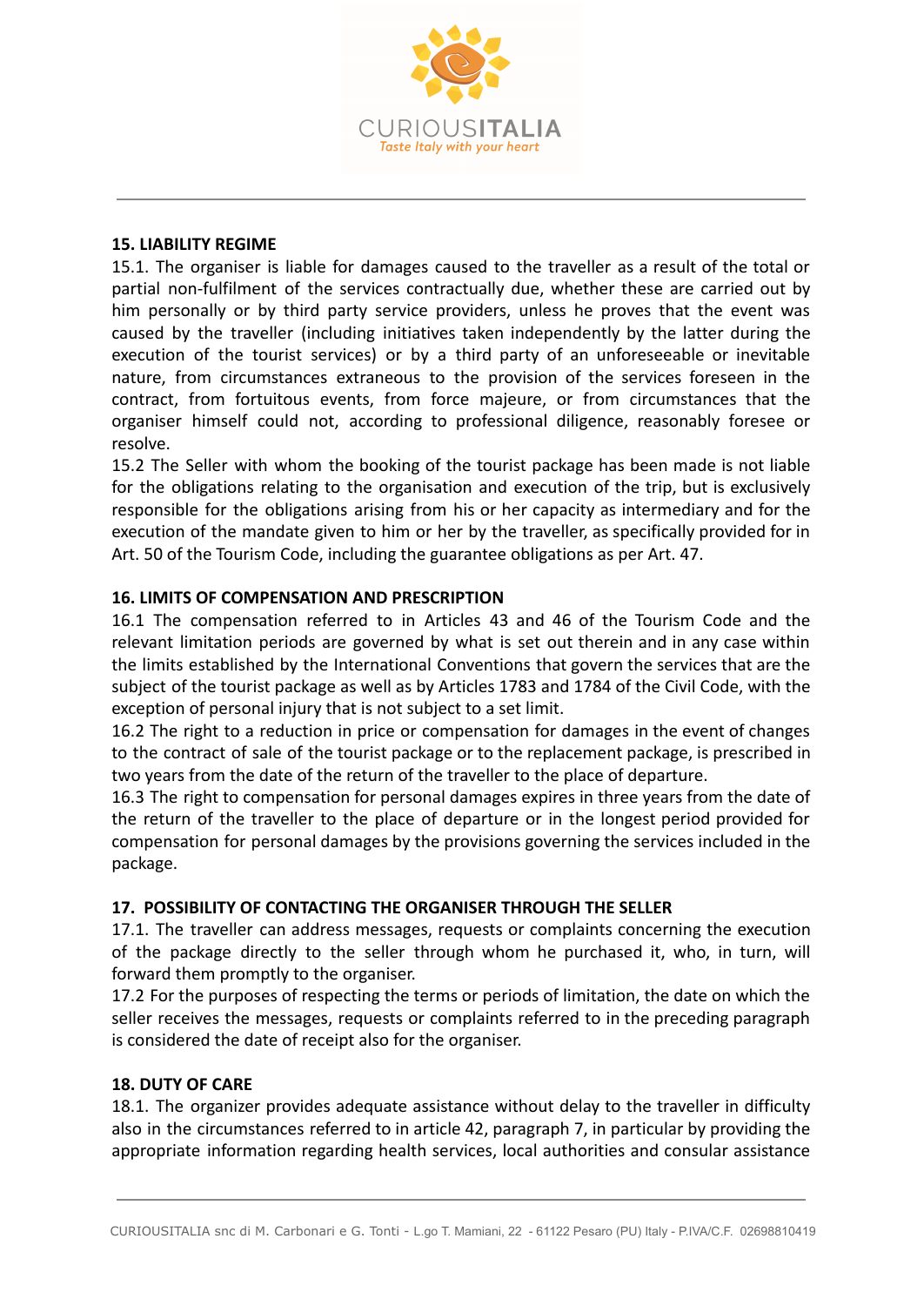**15. LIABILITY REGIME**

15.1. The organiser is liable for damages caused to the traveller as a result of the total or partial non-fulfilment of the services contractually due, whether these are carried out by him personally or by third party service providers, unless he proves that the event was caused by the traveller (including initiatives taken independently by the latter during the execution of the tourist services) or by a third party of an unforeseeable or inevitable nature, from circumstances extraneous to the provision of the services foreseen in the contract, from fortuitous events, from force majeure, or from circumstances that the organiser himself could not, according to professional diligence, reasonably foresee or resolve.

15.2 The Seller with whom the booking of the tourist package has been made is not liable for the obligations relating to the organisation and execution of the trip, but is exclusively responsible for the obligations arising from his or her capacity as intermediary and for the execution of the mandate given to him or her by the traveller, as specifically provided for in Art. 50 of the Tourism Code, including the guarantee obligations as per Art. 47.

**16. LIMITS OF COMPENSATION AND PRESCRIPTION**

16.1 The compensation referred to in Articles 43 and 46 of the Tourism Code and the relevant limitation periods are governed by what is set out therein and in any case within the limits established by the International Conventions that govern the services that are the subject of the tourist package as well as by Articles 1783 and 1784 of the Civil Code, with the exception of personal injury that is not subject to a set limit.

16.2 The right to a reduction in price or compensation for damages in the event of changes to the contract of sale of the tourist package or to the replacement package, is prescribed in two years from the date of the return of the traveller to the place of departure.

16.3 The right to compensation for personal damages expires in three years from the date of the return of the traveller to the place of departure or in the longest period provided for compensation for personal damages by the provisions governing the services included in the package.

**17. POSSIBILITY OF CONTACTING THE ORGANISER THROUGH THE SELLER**

17.1. The traveller can address messages, requests or complaints concerning the execution of the package directly to the seller through whom he purchased it, who, in turn, will forward them promptly to the organiser.

17.2 For the purposes of respecting the terms or periods of limitation, the date on which the seller receives the messages, requests or complaints referred to in the preceding paragraph is considered the date of receipt also for the organiser.

**18. DUTY OF CARE**

18.1. The organizer provides adequate assistance without delay to the traveller in difficulty also in the circumstances referred to in article 42, paragraph 7, in particular by providing the appropriate information regarding health services, local authorities and consular assistance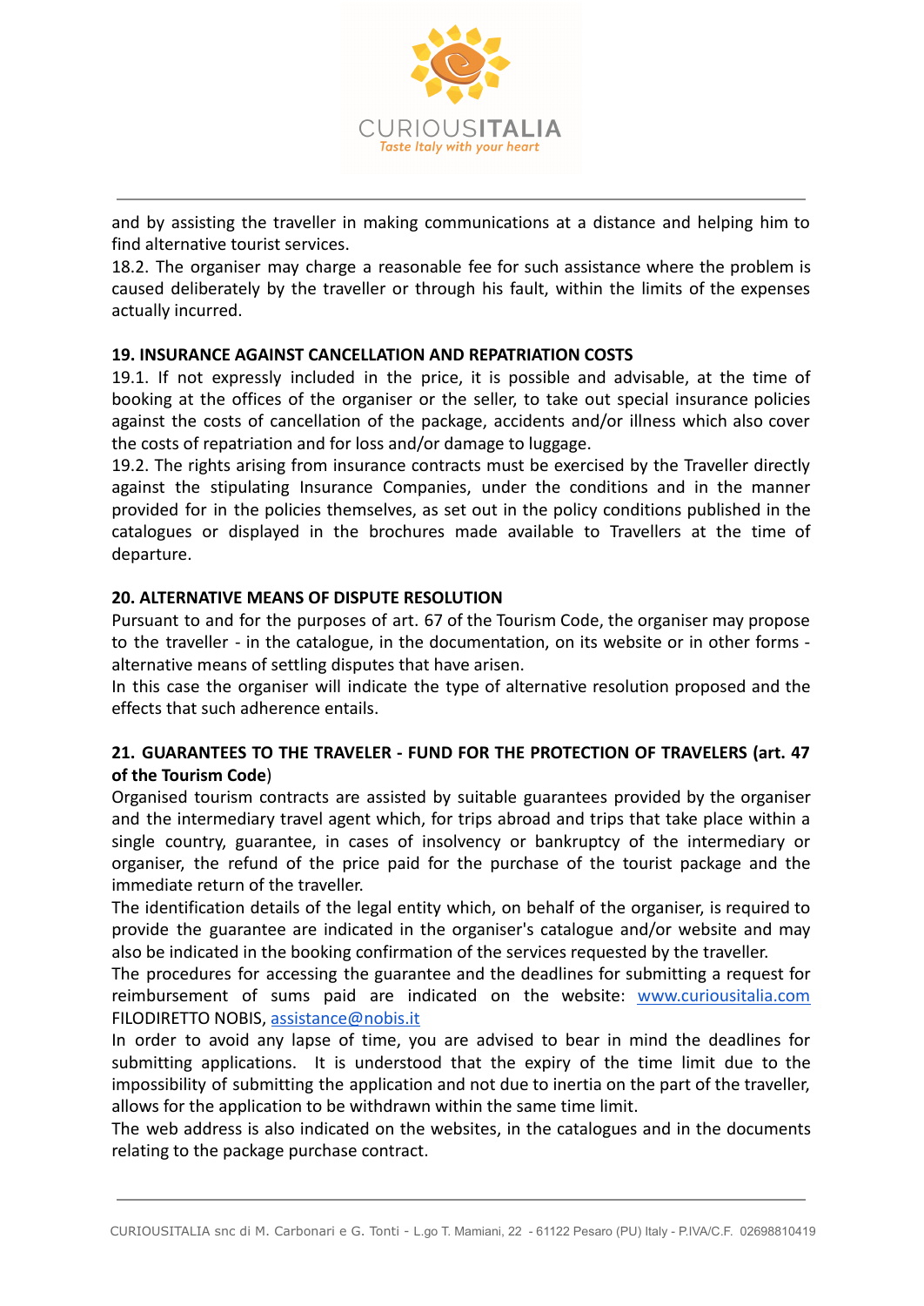and by assisting the traveller in making communications at a distance and helping him to find alternative tourist services.

18.2. The organiser may charge a reasonable fee for such assistance where the problem is caused deliberately by the traveller or through his fault, within the limits of the expenses actually incurred.

**19. INSURANCE AGAINST CANCELLATION AND REPATRIATION COSTS**

19.1. If not expressly included in the price, it is possible and advisable, at the time of booking at the offices of the organiser or the seller, to take out special insurance policies against the costs of cancellation of the package, accidents and/or illness which also cover the costs of repatriation and for loss and/or damage to luggage.

19.2. The rights arising from insurance contracts must be exercised by the Traveller directly against the stipulating Insurance Companies, under the conditions and in the manner provided for in the policies themselves, as set out in the policy conditions published in the catalogues or displayed in the brochures made available to Travellers at the time of departure.

**20. ALTERNATIVE MEANS OF DISPUTE RESOLUTION**

Pursuant to and for the purposes of art. 67 of the Tourism Code, the organiser may propose to the traveller - in the catalogue, in the documentation, on its website or in other forms - alternative means of settling disputes that have arisen.

In this case the organiser will indicate the type of alternative resolution proposed and the effects that such adherence entails.

**21. GUARANTEES TO THE TRAVELER - FUND FOR THE PROTECTION OF TRAVELERS (art. 47 of the Tourism Code**)

Organised tourism contracts are assisted by suitable guarantees provided by the organiser and the intermediary travel agent which, for trips abroad and trips that take place within a single country, guarantee, in cases of insolvency or bankruptcy of the intermediary or organiser, the refund of the price paid for the purchase of the tourist package and the immediate return of the traveller.

The identification details of the legal entity which, on behalf of the organiser, is required to provide the guarantee are indicated in the organiser's catalogue and/or website and may also be indicated in the booking confirmation of the services requested by the traveller.

The procedures for accessing the guarantee and the deadlines for submitting a request for reimbursement of sums paid are indicated on the website: www.curiousitalia.com FILODIRETTO NOBIS, assistance@nobis.it

In order to avoid any lapse of time, you are advised to bear in mind the deadlines for submitting applications. It is understood that the expiry of the time limit due to the impossibility of submitting the application and not due to inertia on the part of the traveller, allows for the application to be withdrawn within the same time limit.

The web address is also indicated on the websites, in the catalogues and in the documents relating to the package purchase contract.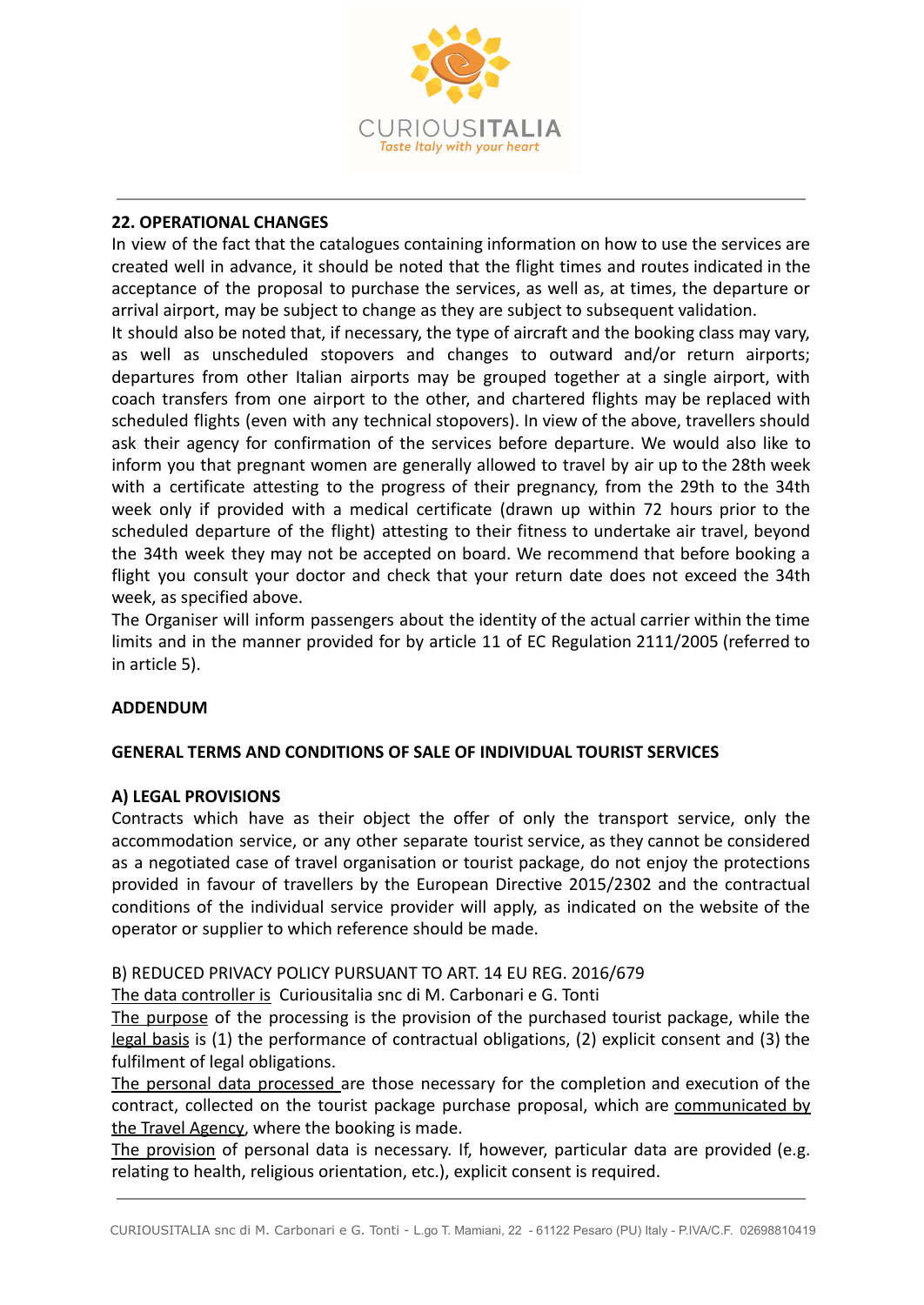**22. OPERATIONAL CHANGES**

In view of the fact that the catalogues containing information on how to use the services are created well in advance, it should be noted that the flight times and routes indicated in the acceptance of the proposal to purchase the services, as well as, at times, the departure or arrival airport, may be subject to change as they are subject to subsequent validation.

It should also be noted that, if necessary, the type of aircraft and the booking class may vary, as well as unscheduled stopovers and changes to outward and/or return airports; departures from other Italian airports may be grouped together at a single airport, with coach transfers from one airport to the other, and chartered flights may be replaced with scheduled flights (even with any technical stopovers). In view of the above, travellers should ask their agency for confirmation of the services before departure. We would also like to inform you that pregnant women are generally allowed to travel by air up to the 28th week with a certificate attesting to the progress of their pregnancy, from the 29th to the 34th week only if provided with a medical certificate (drawn up within 72 hours prior to the scheduled departure of the flight) attesting to their fitness to undertake air travel, beyond the 34th week they may not be accepted on board. We recommend that before booking a flight you consult your doctor and check that your return date does not exceed the 34th week, as specified above.

The Organiser will inform passengers about the identity of the actual carrier within the time limits and in the manner provided for by article 11 of EC Regulation 2111/2005 (referred to in article 5).

**ADDENDUM**

**GENERAL TERMS AND CONDITIONS OF SALE OF INDIVIDUAL TOURIST SERVICES**

**A) LEGAL PROVISIONS**

Contracts which have as their object the offer of only the transport service, only the accommodation service, or any other separate tourist service, as they cannot be considered as a negotiated case of travel organisation or tourist package, do not enjoy the protections provided in favour of travellers by the European Directive 2015/2302 and the contractual conditions of the individual service provider will apply, as indicated on the website of the operator or supplier to which reference should be made.

B) REDUCED PRIVACY POLICY PURSUANT TO ART. 14 EU REG. 2016/679

The data controller is Curiousitalia snc di M. Carbonari e G. Tonti

The purpose of the processing is the provision of the purchased tourist package, while the legal basis is (1) the performance of contractual obligations, (2) explicit consent and (3) the fulfilment of legal obligations.

The personal data processed are those necessary for the completion and execution of the contract, collected on the tourist package purchase proposal, which are communicated by the Travel Agency, where the booking is made.

The provision of personal data is necessary. If, however, particular data are provided (e.g. relating to health, religious orientation, etc.), explicit consent is required.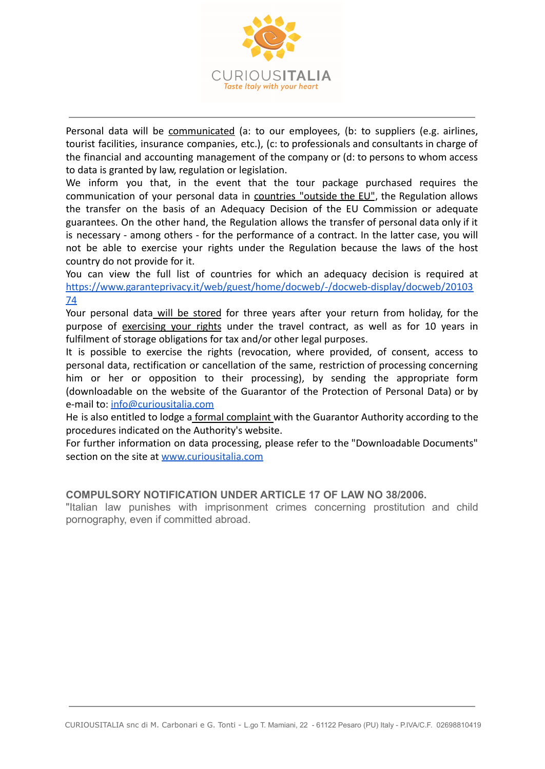Personal data will be communicated (a: to our employees, (b: to suppliers (e.g. airlines, tourist facilities, insurance companies, etc.), (c: to professionals and consultants in charge of the financial and accounting management of the company or (d: to persons to whom access to data is granted by law, regulation or legislation.

We inform you that, in the event that the tour package purchased requires the communication of your personal data in countries "outside the EU", the Regulation allows the transfer on the basis of an Adequacy Decision of the EU Commission or adequate guarantees. On the other hand, the Regulation allows the transfer of personal data only if it is necessary - among others - for the performance of a contract. In the latter case, you will not be able to exercise your rights under the Regulation because the laws of the host country do not provide for it.

You can view the full list of countries for which an adequacy decision is required at https://www.garanteprivacy.it/web/guest/home/docweb/-/docweb-display/docweb/2010374

Your personal data will be stored for three years after your return from holiday, for the purpose of exercising your rights under the travel contract, as well as for 10 years in fulfilment of storage obligations for tax and/or other legal purposes.

It is possible to exercise the rights (revocation, where provided, of consent, access to personal data, rectification or cancellation of the same, restriction of processing concerning him or her or opposition to their processing), by sending the appropriate form (downloadable on the website of the Guarantor of the Protection of Personal Data) or by e-mail to: info@curiousitalia.com

He is also entitled to lodge a formal complaint with the Guarantor Authority according to the procedures indicated on the Authority's website.

For further information on data processing, please refer to the "Downloadable Documents" section on the site at www.curiousitalia.com

**COMPULSORY NOTIFICATION UNDER ARTICLE 17 OF LAW NO 38/2006.**

"Italian law punishes with imprisonment crimes concerning prostitution and child pornography, even if committed abroad.